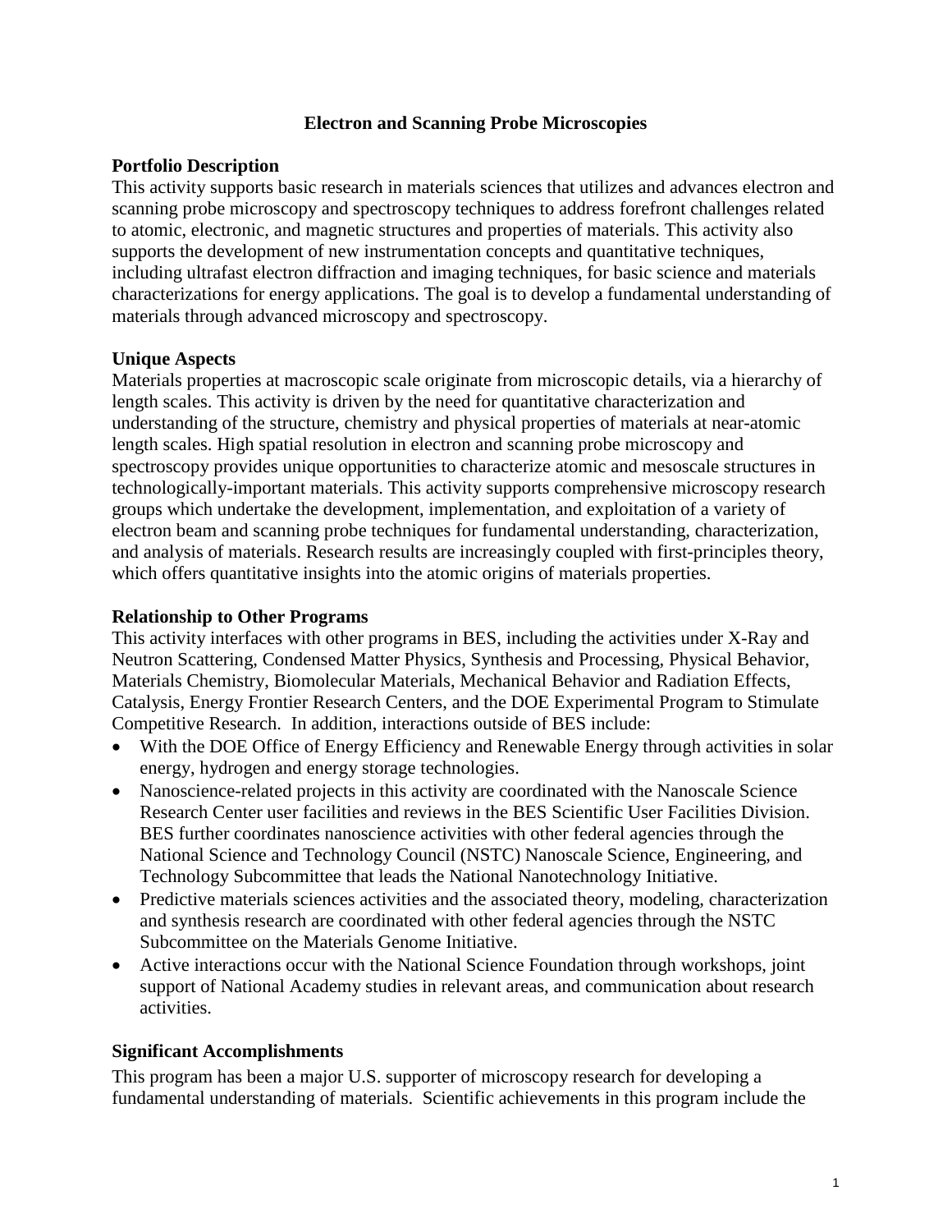# Electron and Scanning Probe Microscopies

## Portfolio Description

This activity supports basic research in materials sciences that utilizes and advances electron and scanning probe microscopy and spectroscopy techniques to address forefront challenges related to atomic, electronic, and magnetic structures and properties of materials. This activity also supports the development of new instrumentation concepts and quantitative techniques, including ultrafast electron diffraction and imaging techniques, for basic science and materials characterizations for energy applications. The goal is to develop a fundamental understanding of materials through advanced microscopy and spectroscopy.

## Unique Aspects

Materials properties at macroscopic scale originate from microscopic details, via a hierarchy of length scales. This activity is driven by the need for quantitative characterization and understanding of the structure, chemistry and physical properties of materials at near-atomic length scales. High spatial resolution in electron and scanning probe microscopy and spectroscopy provides unique opportunities to characterize atomic and mesoscale structures in technologically-important materials. This activity supports comprehensive microscopy research groups which undertake the development, implementation, and exploitation of a variety of electron beam and scanning probe techniques for fundamental understanding, characterization, and analysis of materials. Research results are increasingly coupled with first-principles theory, which offers quantitative insights into the atomic origins of materials properties.

## Relationship to Other Programs

This activity interfaces with other programs in BES, including the activities under X-Ray and Neutron Scattering, Condensed Matter Physics, Synthesis and Processing, Physical Behavior, Materials Chemistry, Biomolecular Materials, Mechanical Behavior and Radiation Effects, Catalysis, Energy Frontier Research Centers, and the DOE Experimental Program to Stimulate Competitive Research. In addition, interactions outside of BES include:

- With the DOE Office of Energy Efficiency and Renewable Energy through activities in solar energy, hydrogen and energy storage technologies.
- Nanoscience-related projects in this activity are coordinated with the Nanoscale Science Research Center user facilities and reviews in the BES Scientific User Facilities Division. BES further coordinates nanoscience activities with other federal agencies through the National Science and Technology Council (NSTC) Nanoscale Science, Engineering, and Technology Subcommittee that leads the National Nanotechnology Initiative.
- Predictive materials sciences activities and the associated theory, modeling, characterization and synthesis research are coordinated with other federal agencies through the NSTC Subcommittee on the Materials Genome Initiative.
- Active interactions occur with the National Science Foundation through workshops, joint support of National Academy studies in relevant areas, and communication about research activities.

## Significant Accomplishments

This program has been a major U.S. supporter of microscopy research for developing a fundamental understanding of materials. Scientific achievements in this program include the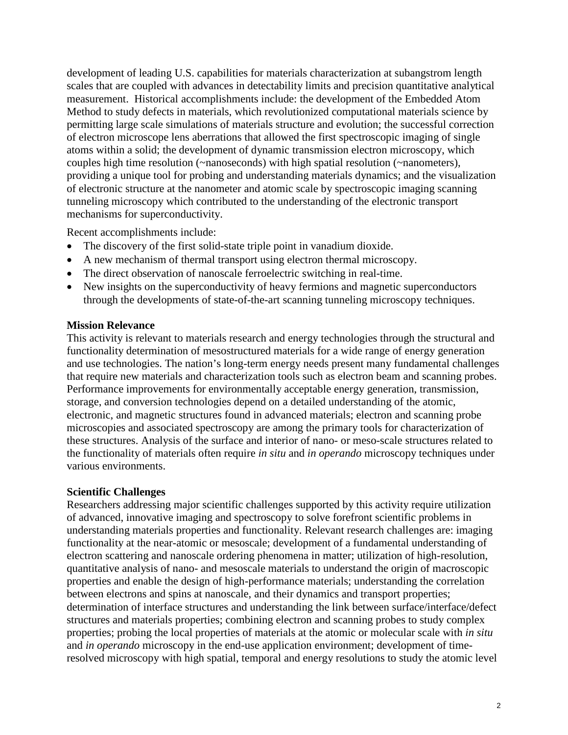development of leading U.S. capabilities for materials characterization at subangstrom length scales that are coupled with advances in detectability limits and precision quantitative analytical measurement. Historical accomplishments include: the development of the Embedded Atom Method to study defects in materials, which revolutionized computational materials science by permitting large scale simulations of materials structure and evolution; the successful correction of electron microscope lens aberrations that allowed the first spectroscopic imaging of single atoms within a solid; the development of dynamic transmission electron microscopy, which couples high time resolution (~nanoseconds) with high spatial resolution (~nanometers), providing a unique tool for probing and understanding materials dynamics; and the visualization of electronic structure at the nanometer and atomic scale by spectroscopic imaging scanning tunneling microscopy which contributed to the understanding of the electronic transport mechanisms for superconductivity.

Recent accomplishments include:

- The discovery of the first solid-state triple point in vanadium dioxide.
- A new mechanism of thermal transport using electron thermal microscopy.
- The direct observation of nanoscale ferroelectric switching in real-time.
- New insights on the superconductivity of heavy fermions and magnetic superconductors through the developments of state-of-the-art scanning tunneling microscopy techniques.

**Mission Relevance**

This activity is relevant to materials research and energy technologies through the structural and functionality determination of mesostructured materials for a wide range of energy generation and use technologies. The nation's long-term energy needs present many fundamental challenges that require new materials and characterization tools such as electron beam and scanning probes. Performance improvements for environmentally acceptable energy generation, transmission, storage, and conversion technologies depend on a detailed understanding of the atomic, electronic, and magnetic structures found in advanced materials; electron and scanning probe microscopies and associated spectroscopy are among the primary tools for characterization of these structures. Analysis of the surface and interior of nano- or meso-scale structures related to the functionality of materials often require *in situ* and *in operando* microscopy techniques under various environments.

**Scientific Challenges**

Researchers addressing major scientific challenges supported by this activity require utilization of advanced, innovative imaging and spectroscopy to solve forefront scientific problems in understanding materials properties and functionality. Relevant research challenges are: imaging functionality at the near-atomic or mesoscale; development of a fundamental understanding of electron scattering and nanoscale ordering phenomena in matter; utilization of high-resolution, quantitative analysis of nano- and mesoscale materials to understand the origin of macroscopic properties and enable the design of high-performance materials; understanding the correlation between electrons and spins at nanoscale, and their dynamics and transport properties; determination of interface structures and understanding the link between surface/interface/defect structures and materials properties; combining electron and scanning probes to study complex properties; probing the local properties of materials at the atomic or molecular scale with *in situ* and *in operando* microscopy in the end-use application environment; development of time-resolved microscopy with high spatial, temporal and energy resolutions to study the atomic level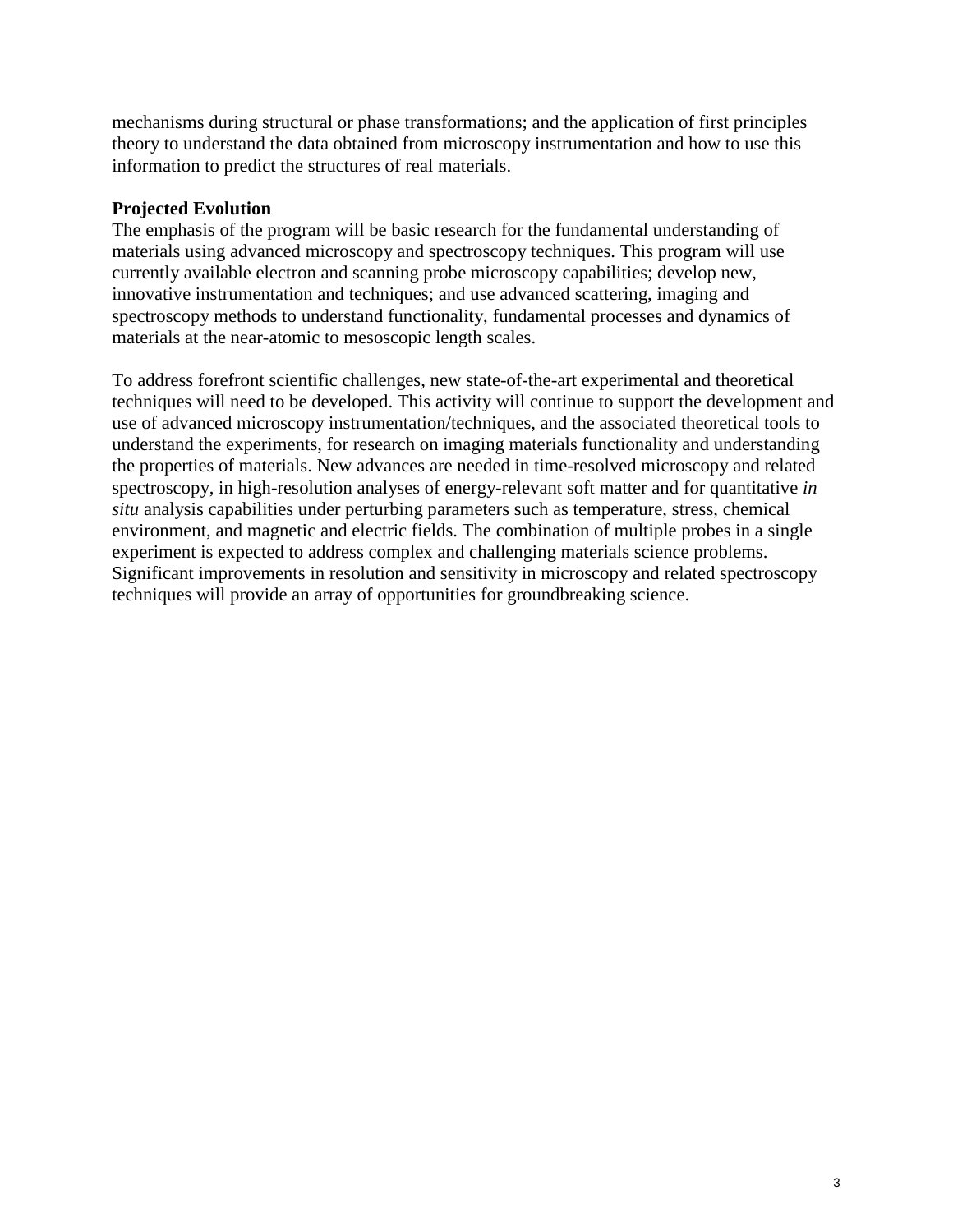mechanisms during structural or phase transformations; and the application of first principles theory to understand the data obtained from microscopy instrumentation and how to use this information to predict the structures of real materials.

**Projected Evolution**

The emphasis of the program will be basic research for the fundamental understanding of materials using advanced microscopy and spectroscopy techniques. This program will use currently available electron and scanning probe microscopy capabilities; develop new, innovative instrumentation and techniques; and use advanced scattering, imaging and spectroscopy methods to understand functionality, fundamental processes and dynamics of materials at the near-atomic to mesoscopic length scales.

To address forefront scientific challenges, new state-of-the-art experimental and theoretical techniques will need to be developed. This activity will continue to support the development and use of advanced microscopy instrumentation/techniques, and the associated theoretical tools to understand the experiments, for research on imaging materials functionality and understanding the properties of materials. New advances are needed in time-resolved microscopy and related spectroscopy, in high-resolution analyses of energy-relevant soft matter and for quantitative *in situ* analysis capabilities under perturbing parameters such as temperature, stress, chemical environment, and magnetic and electric fields. The combination of multiple probes in a single experiment is expected to address complex and challenging materials science problems. Significant improvements in resolution and sensitivity in microscopy and related spectroscopy techniques will provide an array of opportunities for groundbreaking science.